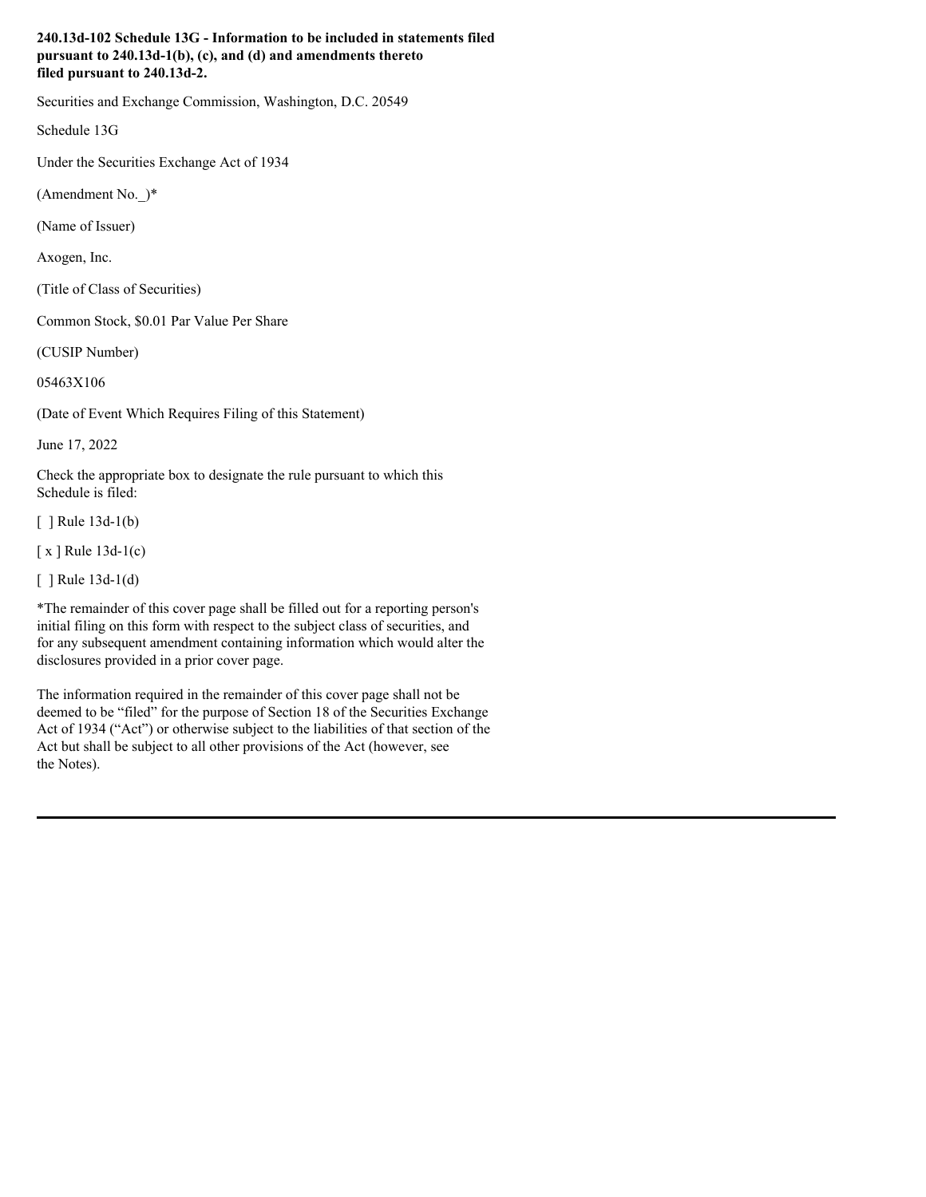**240.13d-102 Schedule 13G - Information to be included in statements filed pursuant to 240.13d-1(b), (c), and (d) and amendments thereto filed pursuant to 240.13d-2.**

Securities and Exchange Commission, Washington, D.C. 20549

Schedule 13G

Under the Securities Exchange Act of 1934

(Amendment No._)*

(Name of Issuer)

Axogen, Inc.

(Title of Class of Securities)

Common Stock, $0.01 Par Value Per Share

(CUSIP Number)

05463X106

(Date of Event Which Requires Filing of this Statement)

June 17, 2022

Check the appropriate box to designate the rule pursuant to which this Schedule is filed:

[ ] Rule 13d-1(b)

[ x ] Rule 13d-1(c)

[ ] Rule 13d-1(d)

*The remainder of this cover page shall be filled out for a reporting person's initial filing on this form with respect to the subject class of securities, and for any subsequent amendment containing information which would alter the disclosures provided in a prior cover page.

The information required in the remainder of this cover page shall not be deemed to be "filed" for the purpose of Section 18 of the Securities Exchange Act of 1934 ("Act") or otherwise subject to the liabilities of that section of the Act but shall be subject to all other provisions of the Act (however, see the Notes).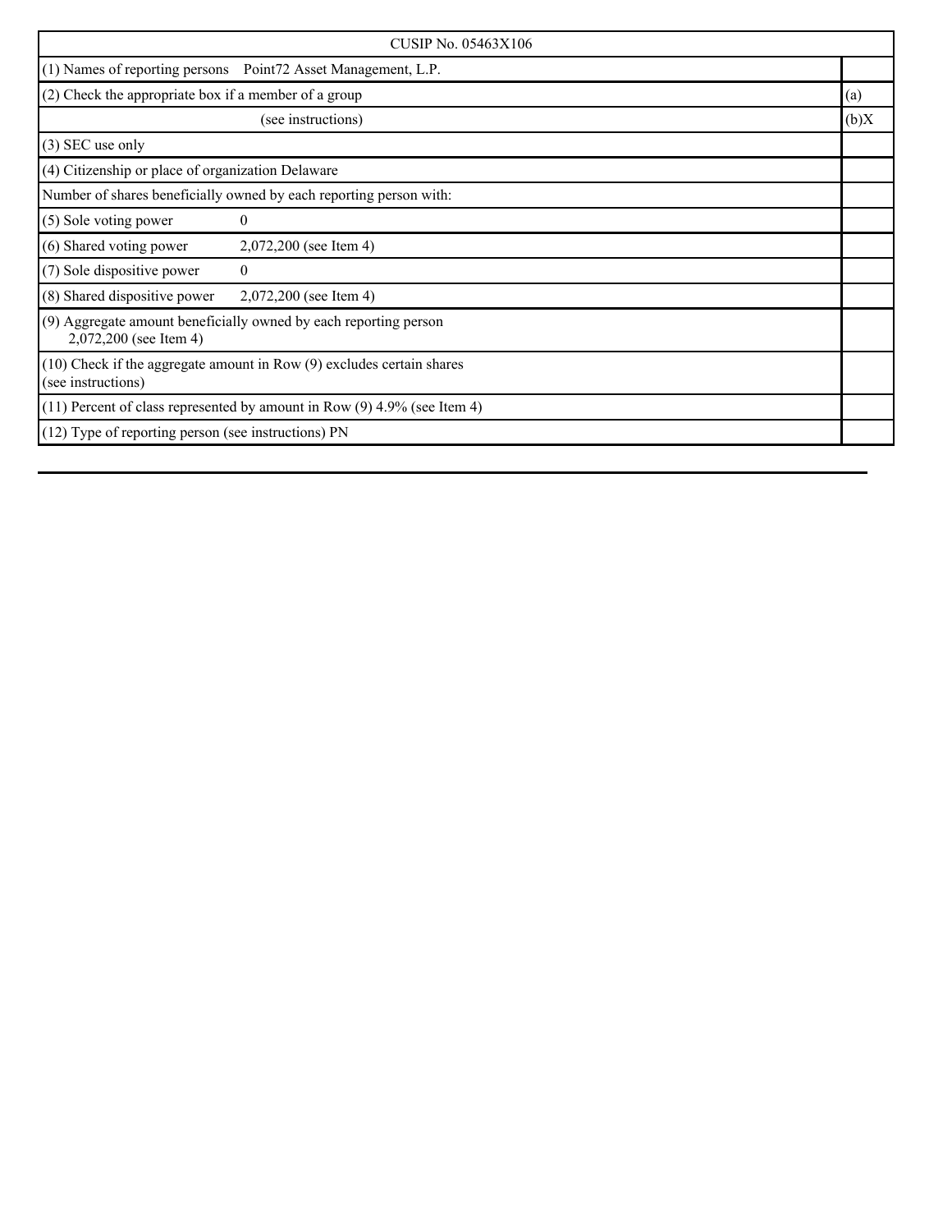| CUSIP No. 05463X106 | |
|---|---|
| (1) Names of reporting persons Point72 Asset Management, L.P. | |
| (2) Check the appropriate box if a member of a group | (a) |
| (see instructions) | (b)X |
| (3) SEC use only | |
| (4) Citizenship or place of organization Delaware | |
| Number of shares beneficially owned by each reporting person with: | |
| (5) Sole voting power 0 | |
| (6) Shared voting power 2,072,200 (see Item 4) | |
| (7) Sole dispositive power 0 | |
| (8) Shared dispositive power 2,072,200 (see Item 4) | |
| (9) Aggregate amount beneficially owned by each reporting person 2,072,200 (see Item 4) | |
| (10) Check if the aggregate amount in Row (9) excludes certain shares (see instructions) | |
| (11) Percent of class represented by amount in Row (9) 4.9% (see Item 4) | |
| (12) Type of reporting person (see instructions) PN | |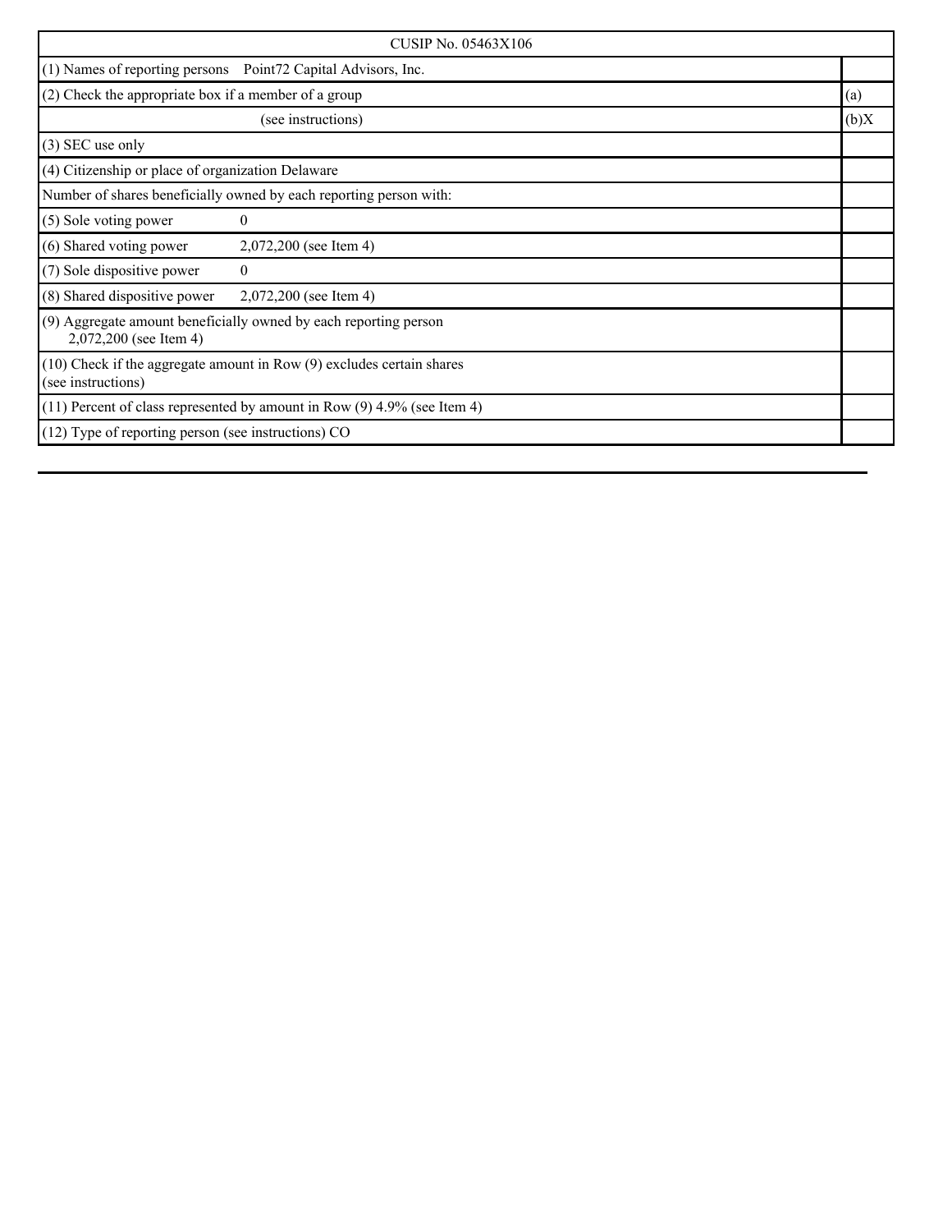| CUSIP No. 05463X106 | |
|---|---|
| (1) Names of reporting persons Point72 Capital Advisors, Inc. | |
| (2) Check the appropriate box if a member of a group | (a) |
| (see instructions) | (b)X |
| (3) SEC use only | |
| (4) Citizenship or place of organization Delaware | |
| Number of shares beneficially owned by each reporting person with: | |
| (5) Sole voting power 0 | |
| (6) Shared voting power 2,072,200 (see Item 4) | |
| (7) Sole dispositive power 0 | |
| (8) Shared dispositive power 2,072,200 (see Item 4) | |
| (9) Aggregate amount beneficially owned by each reporting person 2,072,200 (see Item 4) | |
| (10) Check if the aggregate amount in Row (9) excludes certain shares (see instructions) | |
| (11) Percent of class represented by amount in Row (9) 4.9% (see Item 4) | |
| (12) Type of reporting person (see instructions) CO | |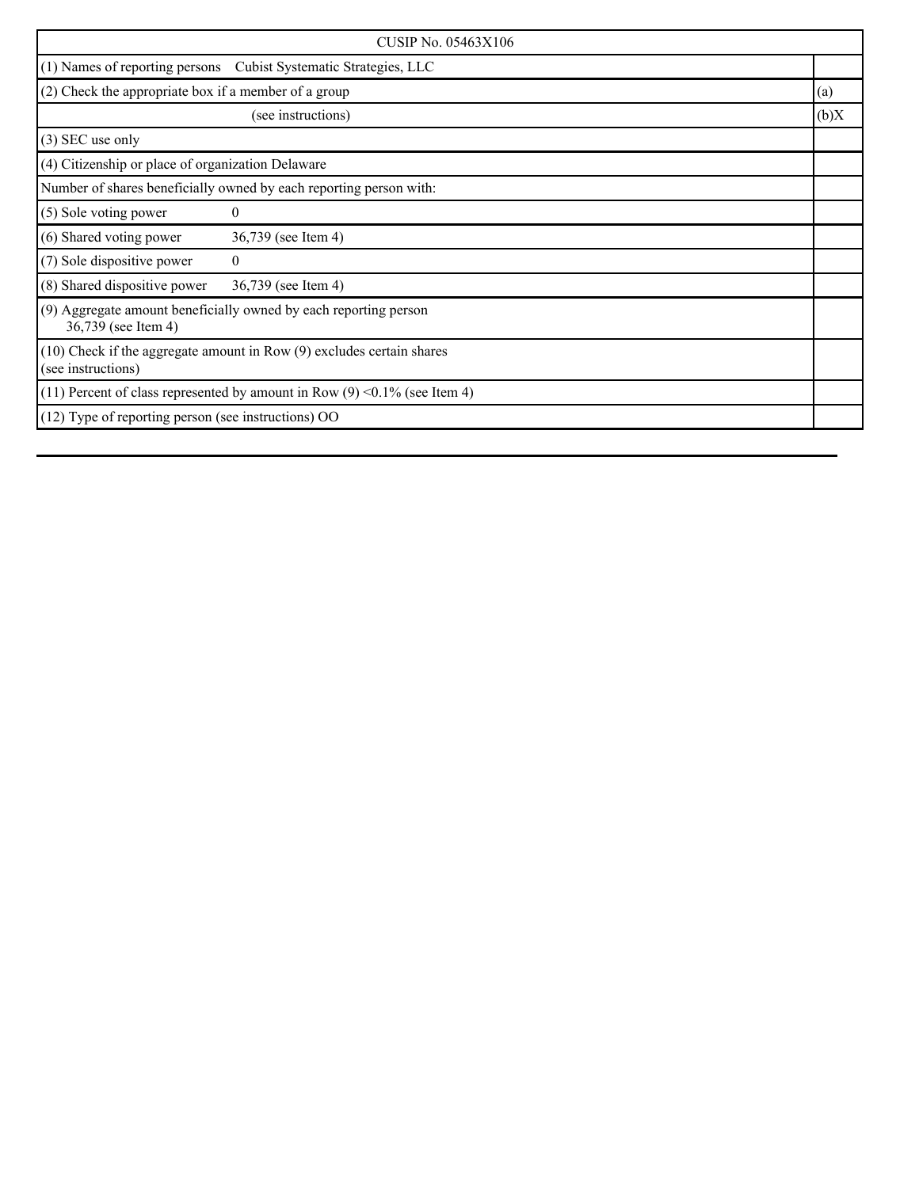| CUSIP No. 05463X106 | |
|---|---|
| (1) Names of reporting persons Cubist Systematic Strategies, LLC | |
| (2) Check the appropriate box if a member of a group | (a) |
| (see instructions) | (b)X |
| (3) SEC use only | |
| (4) Citizenship or place of organization Delaware | |
| Number of shares beneficially owned by each reporting person with: | |
| (5) Sole voting power 0 | |
| (6) Shared voting power 36,739 (see Item 4) | |
| (7) Sole dispositive power 0 | |
| (8) Shared dispositive power 36,739 (see Item 4) | |
| (9) Aggregate amount beneficially owned by each reporting person 36,739 (see Item 4) | |
| (10) Check if the aggregate amount in Row (9) excludes certain shares (see instructions) | |
| (11) Percent of class represented by amount in Row (9) <0.1% (see Item 4) | |
| (12) Type of reporting person (see instructions) OO | |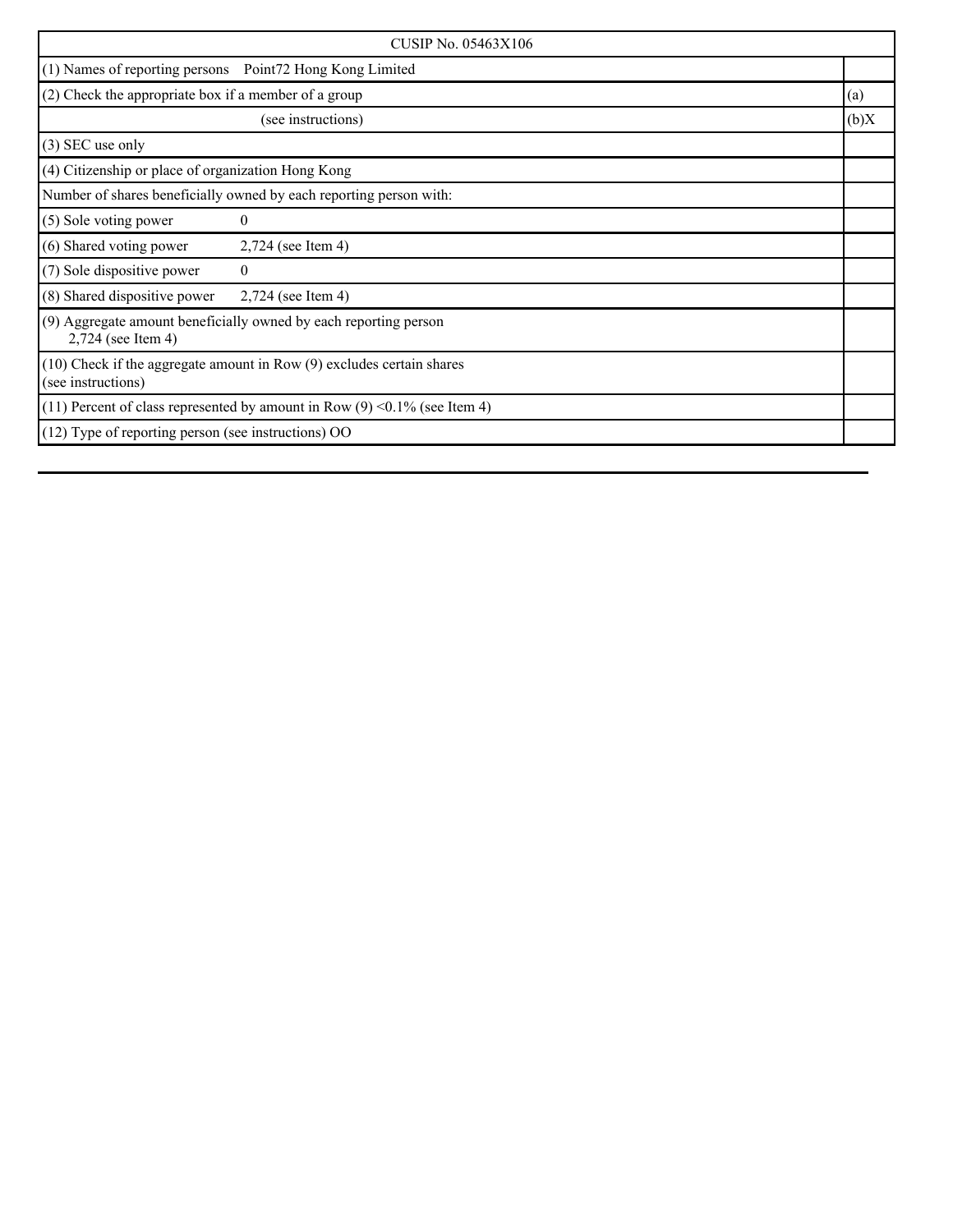| CUSIP No. 05463X106 | |
|---|---|
| (1) Names of reporting persons Point72 Hong Kong Limited | |
| (2) Check the appropriate box if a member of a group | (a) |
| (see instructions) | (b)X |
| (3) SEC use only | |
| (4) Citizenship or place of organization Hong Kong | |
| Number of shares beneficially owned by each reporting person with: | |
| (5) Sole voting power 0 | |
| (6) Shared voting power 2,724 (see Item 4) | |
| (7) Sole dispositive power 0 | |
| (8) Shared dispositive power 2,724 (see Item 4) | |
| (9) Aggregate amount beneficially owned by each reporting person 2,724 (see Item 4) | |
| (10) Check if the aggregate amount in Row (9) excludes certain shares (see instructions) | |
| (11) Percent of class represented by amount in Row (9) <0.1% (see Item 4) | |
| (12) Type of reporting person (see instructions) OO | |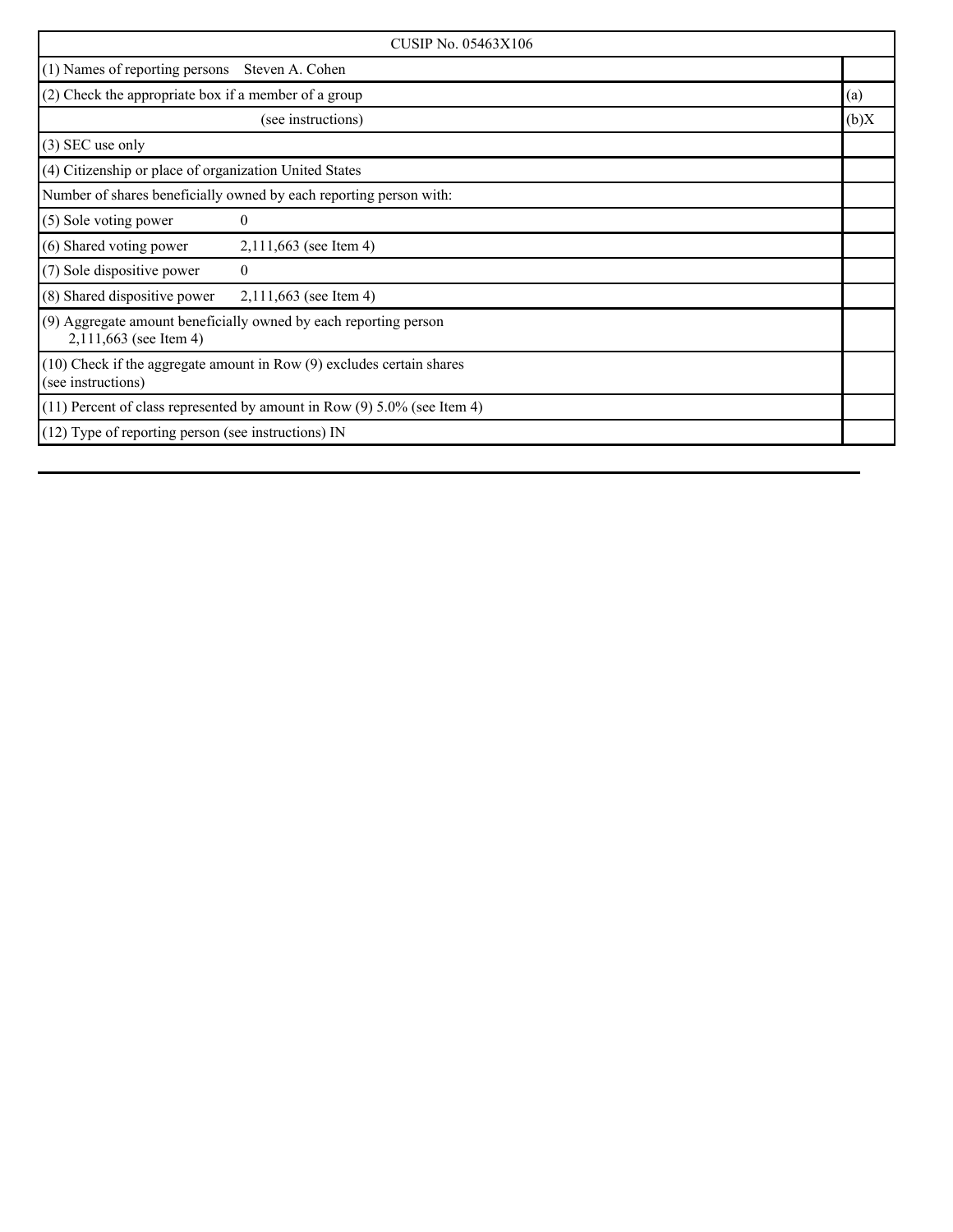| CUSIP No. 05463X106 | |
|---|---|
| (1) Names of reporting persons Steven A. Cohen | |
| (2) Check the appropriate box if a member of a group | (a) |
| (see instructions) | (b)X |
| (3) SEC use only | |
| (4) Citizenship or place of organization United States | |
| Number of shares beneficially owned by each reporting person with: | |
| (5) Sole voting power 0 | |
| (6) Shared voting power 2,111,663 (see Item 4) | |
| (7) Sole dispositive power 0 | |
| (8) Shared dispositive power 2,111,663 (see Item 4) | |
| (9) Aggregate amount beneficially owned by each reporting person 2,111,663 (see Item 4) | |
| (10) Check if the aggregate amount in Row (9) excludes certain shares (see instructions) | |
| (11) Percent of class represented by amount in Row (9) 5.0% (see Item 4) | |
| (12) Type of reporting person (see instructions) IN | |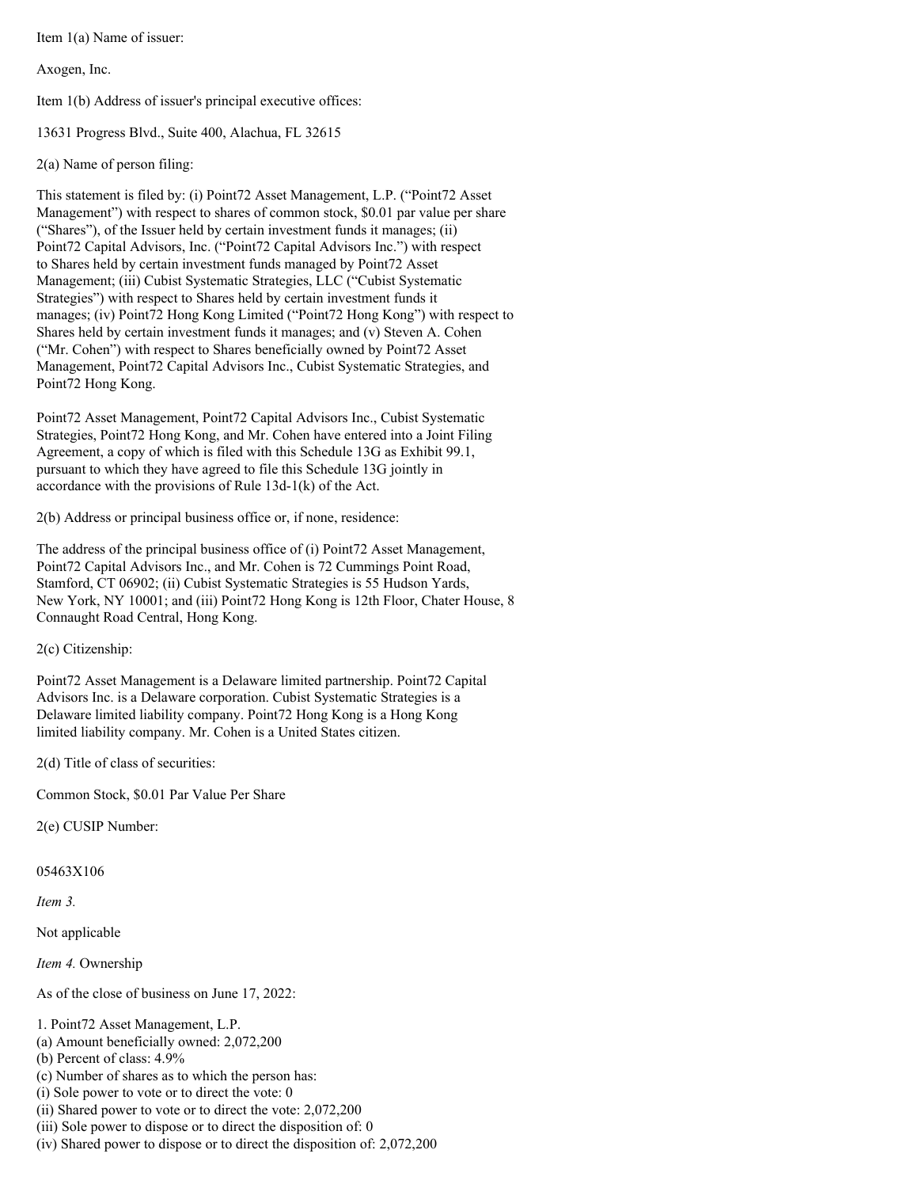Item 1(a) Name of issuer:

Axogen, Inc.

Item 1(b) Address of issuer's principal executive offices:

13631 Progress Blvd., Suite 400, Alachua, FL 32615

2(a) Name of person filing:

This statement is filed by: (i) Point72 Asset Management, L.P. ("Point72 Asset Management") with respect to shares of common stock, $0.01 par value per share ("Shares"), of the Issuer held by certain investment funds it manages; (ii) Point72 Capital Advisors, Inc. ("Point72 Capital Advisors Inc.") with respect to Shares held by certain investment funds managed by Point72 Asset Management; (iii) Cubist Systematic Strategies, LLC ("Cubist Systematic Strategies") with respect to Shares held by certain investment funds it manages; (iv) Point72 Hong Kong Limited ("Point72 Hong Kong") with respect to Shares held by certain investment funds it manages; and (v) Steven A. Cohen ("Mr. Cohen") with respect to Shares beneficially owned by Point72 Asset Management, Point72 Capital Advisors Inc., Cubist Systematic Strategies, and Point72 Hong Kong.

Point72 Asset Management, Point72 Capital Advisors Inc., Cubist Systematic Strategies, Point72 Hong Kong, and Mr. Cohen have entered into a Joint Filing Agreement, a copy of which is filed with this Schedule 13G as Exhibit 99.1, pursuant to which they have agreed to file this Schedule 13G jointly in accordance with the provisions of Rule 13d-1(k) of the Act.

2(b) Address or principal business office or, if none, residence:

The address of the principal business office of (i) Point72 Asset Management, Point72 Capital Advisors Inc., and Mr. Cohen is 72 Cummings Point Road, Stamford, CT 06902; (ii) Cubist Systematic Strategies is 55 Hudson Yards, New York, NY 10001; and (iii) Point72 Hong Kong is 12th Floor, Chater House, 8 Connaught Road Central, Hong Kong.

2(c) Citizenship:

Point72 Asset Management is a Delaware limited partnership. Point72 Capital Advisors Inc. is a Delaware corporation. Cubist Systematic Strategies is a Delaware limited liability company. Point72 Hong Kong is a Hong Kong limited liability company. Mr. Cohen is a United States citizen.

2(d) Title of class of securities:

Common Stock, $0.01 Par Value Per Share

2(e) CUSIP Number:

05463X106

*Item 3.*

Not applicable

*Item 4.* Ownership

As of the close of business on June 17, 2022:

1. Point72 Asset Management, L.P.
(a) Amount beneficially owned: 2,072,200
(b) Percent of class: 4.9%
(c) Number of shares as to which the person has:
(i) Sole power to vote or to direct the vote: 0
(ii) Shared power to vote or to direct the vote: 2,072,200
(iii) Sole power to dispose or to direct the disposition of: 0
(iv) Shared power to dispose or to direct the disposition of: 2,072,200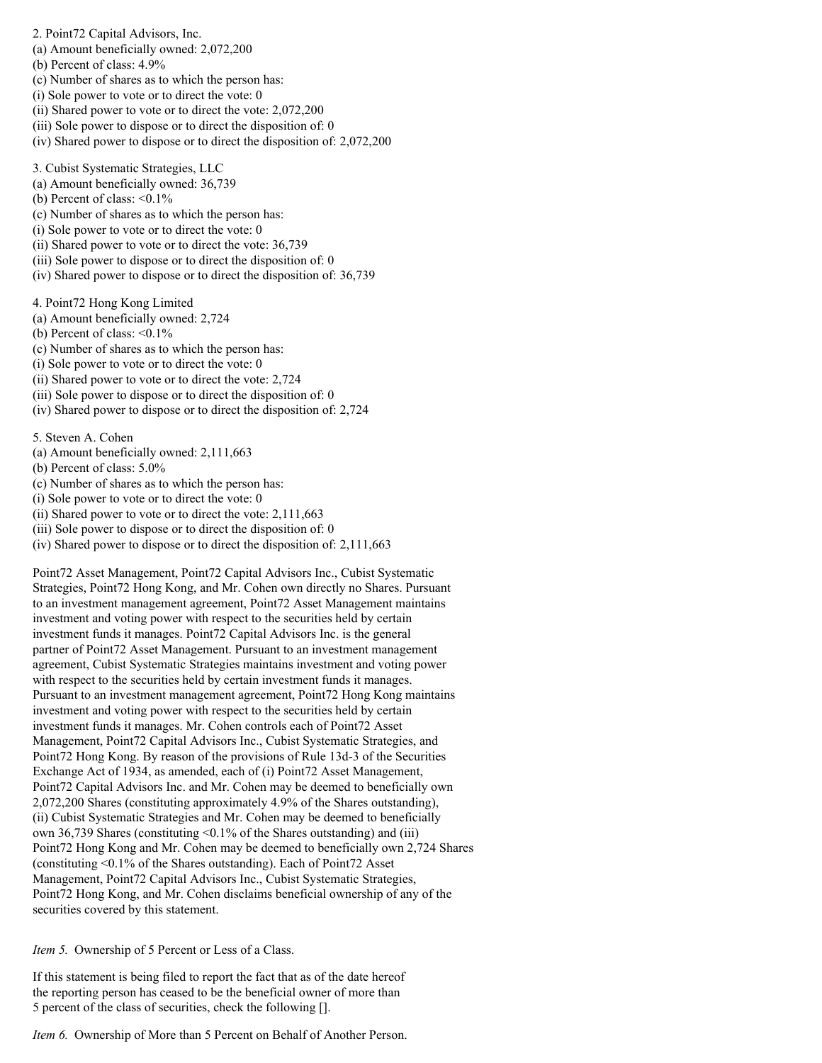2. Point72 Capital Advisors, Inc.
(a) Amount beneficially owned: 2,072,200
(b) Percent of class: 4.9%
(c) Number of shares as to which the person has:
(i) Sole power to vote or to direct the vote: 0
(ii) Shared power to vote or to direct the vote: 2,072,200
(iii) Sole power to dispose or to direct the disposition of: 0
(iv) Shared power to dispose or to direct the disposition of: 2,072,200

3. Cubist Systematic Strategies, LLC
(a) Amount beneficially owned: 36,739
(b) Percent of class: <0.1%
(c) Number of shares as to which the person has:
(i) Sole power to vote or to direct the vote: 0
(ii) Shared power to vote or to direct the vote: 36,739
(iii) Sole power to dispose or to direct the disposition of: 0
(iv) Shared power to dispose or to direct the disposition of: 36,739

4. Point72 Hong Kong Limited
(a) Amount beneficially owned: 2,724
(b) Percent of class: <0.1%
(c) Number of shares as to which the person has:
(i) Sole power to vote or to direct the vote: 0
(ii) Shared power to vote or to direct the vote: 2,724
(iii) Sole power to dispose or to direct the disposition of: 0
(iv) Shared power to dispose or to direct the disposition of: 2,724

5. Steven A. Cohen
(a) Amount beneficially owned: 2,111,663
(b) Percent of class: 5.0%
(c) Number of shares as to which the person has:
(i) Sole power to vote or to direct the vote: 0
(ii) Shared power to vote or to direct the vote: 2,111,663
(iii) Sole power to dispose or to direct the disposition of: 0
(iv) Shared power to dispose or to direct the disposition of: 2,111,663

Point72 Asset Management, Point72 Capital Advisors Inc., Cubist Systematic Strategies, Point72 Hong Kong, and Mr. Cohen own directly no Shares. Pursuant to an investment management agreement, Point72 Asset Management maintains investment and voting power with respect to the securities held by certain investment funds it manages. Point72 Capital Advisors Inc. is the general partner of Point72 Asset Management. Pursuant to an investment management agreement, Cubist Systematic Strategies maintains investment and voting power with respect to the securities held by certain investment funds it manages. Pursuant to an investment management agreement, Point72 Hong Kong maintains investment and voting power with respect to the securities held by certain investment funds it manages. Mr. Cohen controls each of Point72 Asset Management, Point72 Capital Advisors Inc., Cubist Systematic Strategies, and Point72 Hong Kong. By reason of the provisions of Rule 13d-3 of the Securities Exchange Act of 1934, as amended, each of (i) Point72 Asset Management, Point72 Capital Advisors Inc. and Mr. Cohen may be deemed to beneficially own 2,072,200 Shares (constituting approximately 4.9% of the Shares outstanding), (ii) Cubist Systematic Strategies and Mr. Cohen may be deemed to beneficially own 36,739 Shares (constituting <0.1% of the Shares outstanding) and (iii) Point72 Hong Kong and Mr. Cohen may be deemed to beneficially own 2,724 Shares (constituting <0.1% of the Shares outstanding). Each of Point72 Asset Management, Point72 Capital Advisors Inc., Cubist Systematic Strategies, Point72 Hong Kong, and Mr. Cohen disclaims beneficial ownership of any of the securities covered by this statement.

*Item 5.* Ownership of 5 Percent or Less of a Class.

If this statement is being filed to report the fact that as of the date hereof the reporting person has ceased to be the beneficial owner of more than 5 percent of the class of securities, check the following [].

*Item 6.* Ownership of More than 5 Percent on Behalf of Another Person.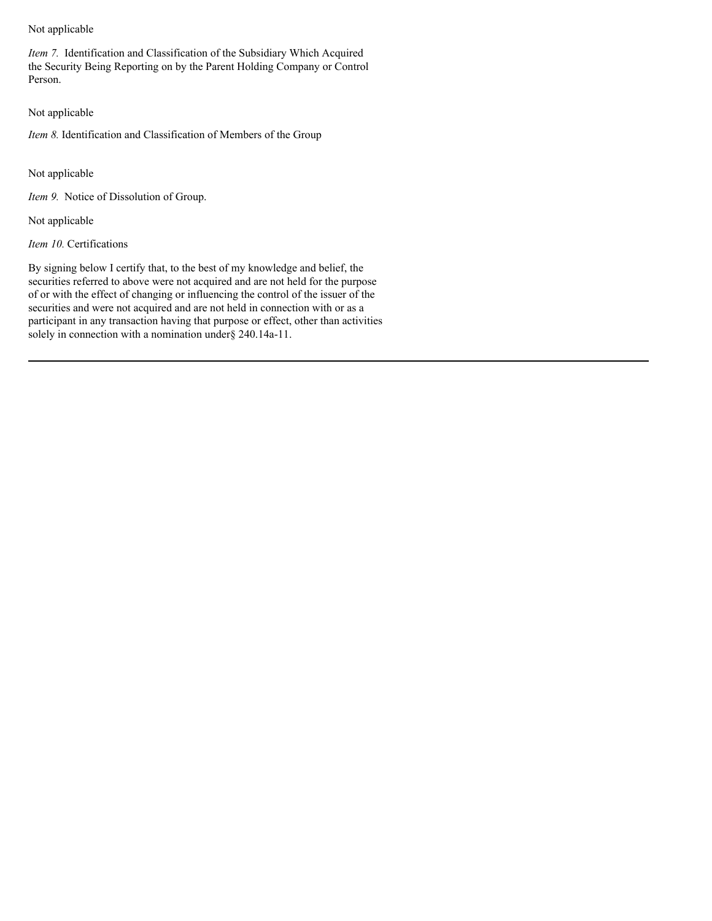Not applicable

*Item 7.* Identification and Classification of the Subsidiary Which Acquired the Security Being Reporting on by the Parent Holding Company or Control Person.

Not applicable

*Item 8.* Identification and Classification of Members of the Group

Not applicable

*Item 9.* Notice of Dissolution of Group.

Not applicable

*Item 10.* Certifications

By signing below I certify that, to the best of my knowledge and belief, the securities referred to above were not acquired and are not held for the purpose of or with the effect of changing or influencing the control of the issuer of the securities and were not acquired and are not held in connection with or as a participant in any transaction having that purpose or effect, other than activities solely in connection with a nomination under§ 240.14a-11.

---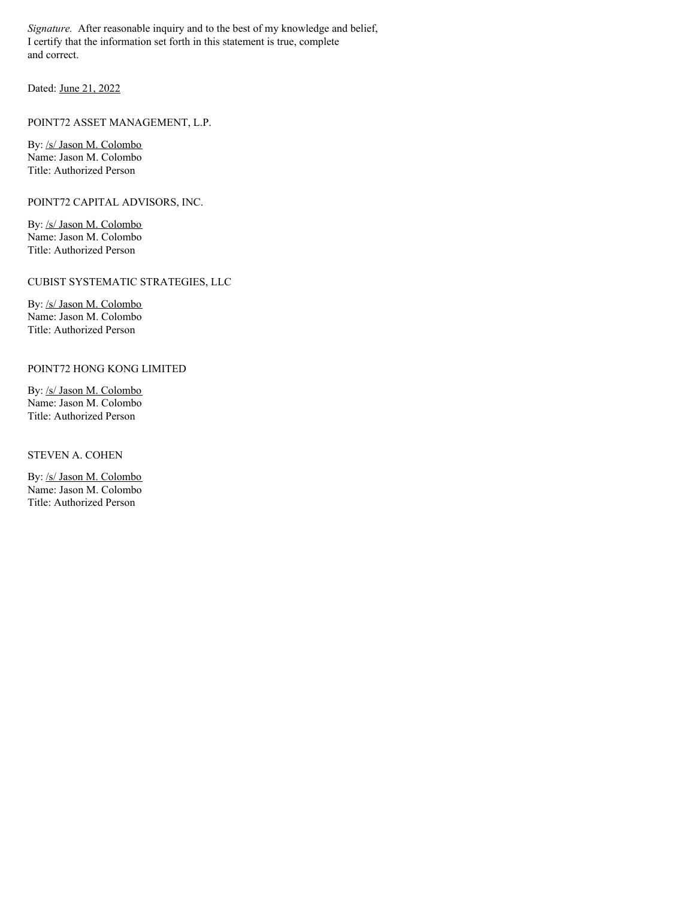*Signature.* After reasonable inquiry and to the best of my knowledge and belief, I certify that the information set forth in this statement is true, complete and correct.

Dated: June 21, 2022

POINT72 ASSET MANAGEMENT, L.P.

By: /s/ Jason M. Colombo
Name: Jason M. Colombo
Title: Authorized Person

POINT72 CAPITAL ADVISORS, INC.

By: /s/ Jason M. Colombo
Name: Jason M. Colombo
Title: Authorized Person

CUBIST SYSTEMATIC STRATEGIES, LLC

By: /s/ Jason M. Colombo
Name: Jason M. Colombo
Title: Authorized Person

POINT72 HONG KONG LIMITED

By: /s/ Jason M. Colombo
Name: Jason M. Colombo
Title: Authorized Person

STEVEN A. COHEN

By: /s/ Jason M. Colombo
Name: Jason M. Colombo
Title: Authorized Person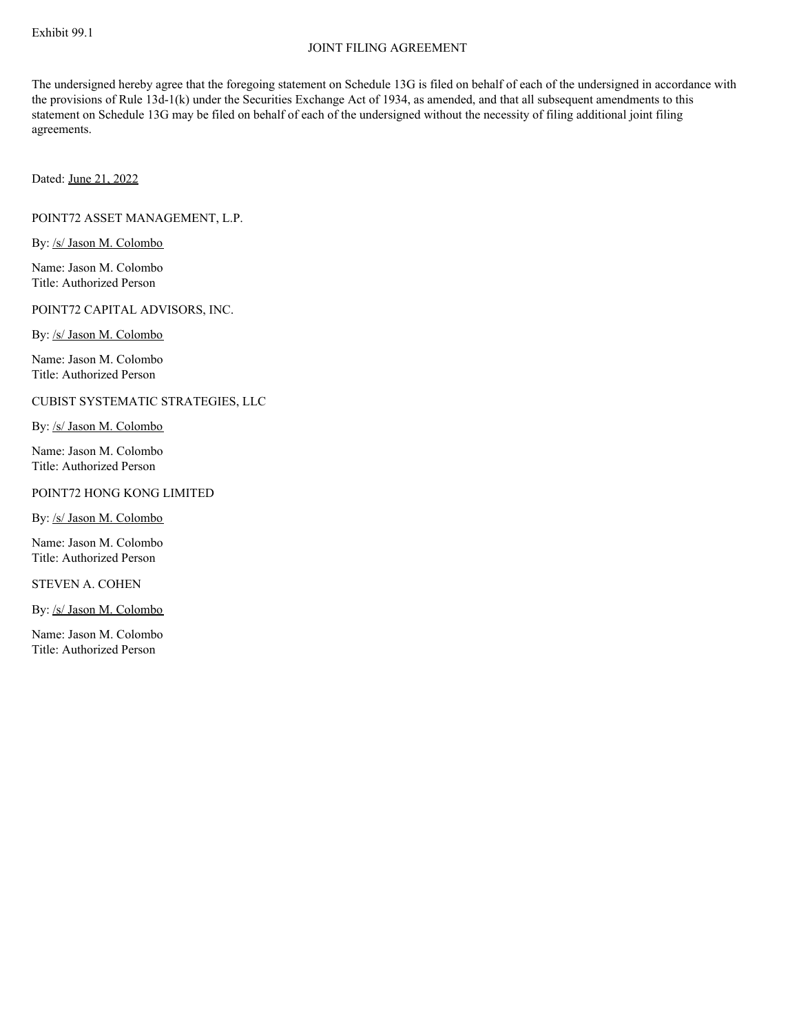Exhibit 99.1

# JOINT FILING AGREEMENT

The undersigned hereby agree that the foregoing statement on Schedule 13G is filed on behalf of each of the undersigned in accordance with the provisions of Rule 13d-1(k) under the Securities Exchange Act of 1934, as amended, and that all subsequent amendments to this statement on Schedule 13G may be filed on behalf of each of the undersigned without the necessity of filing additional joint filing agreements.

Dated: June 21, 2022

POINT72 ASSET MANAGEMENT, L.P.

By: /s/ Jason M. Colombo

Name: Jason M. Colombo
Title: Authorized Person

POINT72 CAPITAL ADVISORS, INC.

By: /s/ Jason M. Colombo

Name: Jason M. Colombo
Title: Authorized Person

CUBIST SYSTEMATIC STRATEGIES, LLC

By: /s/ Jason M. Colombo

Name: Jason M. Colombo
Title: Authorized Person

POINT72 HONG KONG LIMITED

By: /s/ Jason M. Colombo

Name: Jason M. Colombo
Title: Authorized Person

STEVEN A. COHEN

By: /s/ Jason M. Colombo

Name: Jason M. Colombo
Title: Authorized Person